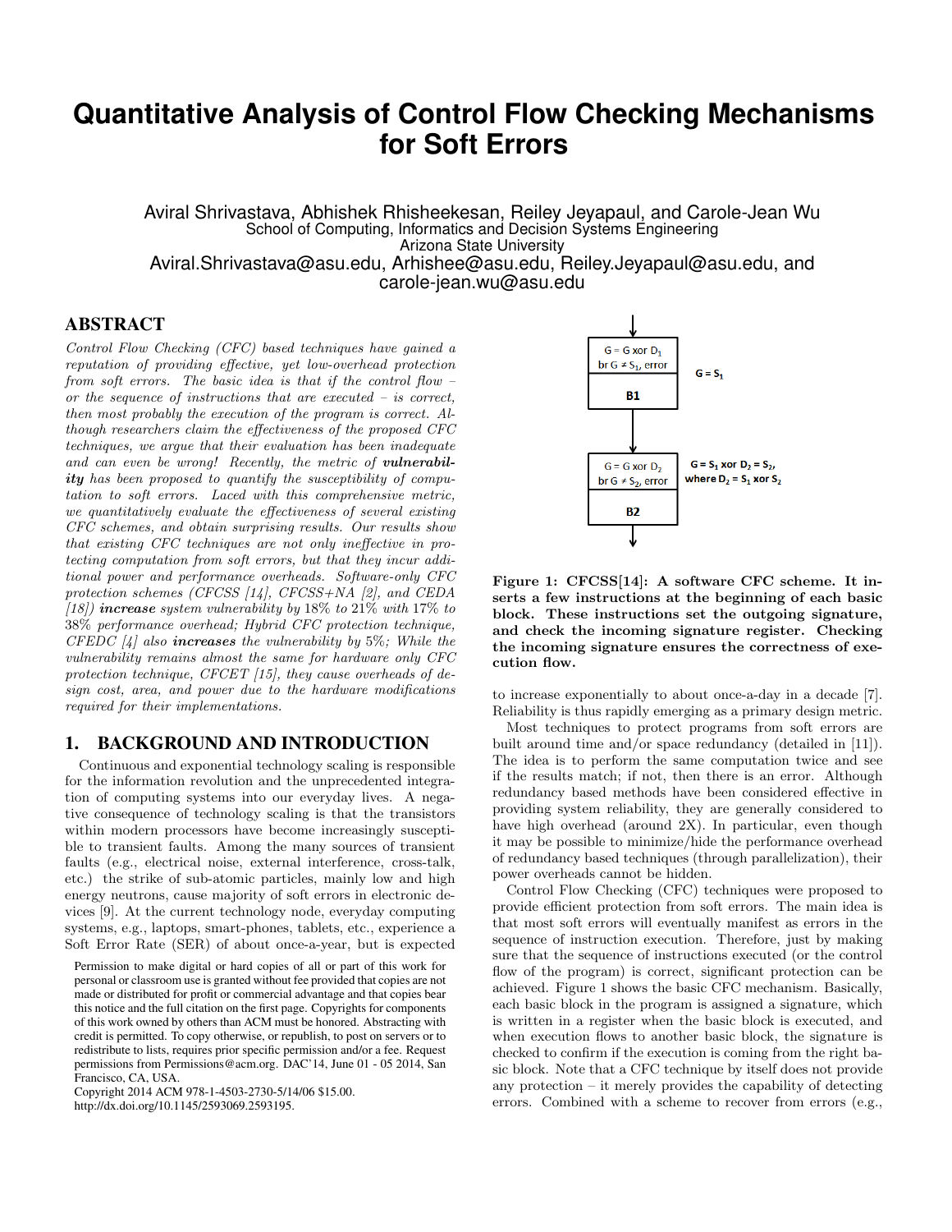# Quantitative Analysis of Control Flow Checking Mechanisms for Soft Errors

Aviral Shrivastava, Abhishek Rhisheekesan, Reiley Jeyapaul, and Carole-Jean Wu
School of Computing, Informatics and Decision Systems Engineering
Arizona State University
Aviral.Shrivastava@asu.edu, Arhishee@asu.edu, Reiley.Jeyapaul@asu.edu, and carole-jean.wu@asu.edu

## ABSTRACT

*Control Flow Checking (CFC) based techniques have gained a reputation of providing effective, yet low-overhead protection from soft errors. The basic idea is that if the control flow – or the sequence of instructions that are executed – is correct, then most probably the execution of the program is correct. Although researchers claim the effectiveness of the proposed CFC techniques, we argue that their evaluation has been inadequate and can even be wrong! Recently, the metric of* ***vulnerability*** *has been proposed to quantify the susceptibility of computation to soft errors. Laced with this comprehensive metric, we quantitatively evaluate the effectiveness of several existing CFC schemes, and obtain surprising results. Our results show that existing CFC techniques are not only ineffective in protecting computation from soft errors, but that they incur additional power and performance overheads. Software-only CFC protection schemes (CFCSS [14], CFCSS+NA [2], and CEDA [18])* ***increase*** *system vulnerability by 18% to 21% with 17% to 38% performance overhead; Hybrid CFC protection technique, CFEDC [4] also* ***increases*** *the vulnerability by 5%; While the vulnerability remains almost the same for hardware only CFC protection technique, CFCET [15], they cause overheads of design cost, area, and power due to the hardware modifications required for their implementations.*

## 1. BACKGROUND AND INTRODUCTION

Continuous and exponential technology scaling is responsible for the information revolution and the unprecedented integration of computing systems into our everyday lives. A negative consequence of technology scaling is that the transistors within modern processors have become increasingly susceptible to transient faults. Among the many sources of transient faults (e.g., electrical noise, external interference, cross-talk, etc.) the strike of sub-atomic particles, mainly low and high energy neutrons, cause majority of soft errors in electronic devices [9]. At the current technology node, everyday computing systems, e.g., laptops, smart-phones, tablets, etc., experience a Soft Error Rate (SER) of about once-a-year, but is expected to increase exponentially to about once-a-day in a decade [7]. Reliability is thus rapidly emerging as a primary design metric.

Permission to make digital or hard copies of all or part of this work for personal or classroom use is granted without fee provided that copies are not made or distributed for profit or commercial advantage and that copies bear this notice and the full citation on the first page. Copyrights for components of this work owned by others than ACM must be honored. Abstracting with credit is permitted. To copy otherwise, or republish, to post on servers or to redistribute to lists, requires prior specific permission and/or a fee. Request permissions from Permissions@acm.org. DAC'14, June 01 - 05 2014, San Francisco, CA, USA.
Copyright 2014 ACM 978-1-4503-2730-5/14/06 $15.00.
http://dx.doi.org/10.1145/2593069.2593195.

G = G xor $D_1$
br G ≠ $S_1$, error
B1
G = $S_1$

G = G xor $D_2$
br G ≠ $S_2$, error
B2
G = $S_1$ xor $D_2$ = $S_2$,
where $D_2$ = $S_1$ xor $S_2$

**Figure 1: CFCSS[14]: A software CFC scheme. It inserts a few instructions at the beginning of each basic block. These instructions set the outgoing signature, and check the incoming signature register. Checking the incoming signature ensures the correctness of execution flow.**

Most techniques to protect programs from soft errors are built around time and/or space redundancy (detailed in [11]). The idea is to perform the same computation twice and see if the results match; if not, then there is an error. Although redundancy based methods have been considered effective in providing system reliability, they are generally considered to have high overhead (around 2X). In particular, even though it may be possible to minimize/hide the performance overhead of redundancy based techniques (through parallelization), their power overheads cannot be hidden.

Control Flow Checking (CFC) techniques were proposed to provide efficient protection from soft errors. The main idea is that most soft errors will eventually manifest as errors in the sequence of instruction execution. Therefore, just by making sure that the sequence of instructions executed (or the control flow of the program) is correct, significant protection can be achieved. Figure 1 shows the basic CFC mechanism. Basically, each basic block in the program is assigned a signature, which is written in a register when the basic block is executed, and when execution flows to another basic block, the signature is checked to confirm if the execution is coming from the right basic block. Note that a CFC technique by itself does not provide any protection – it merely provides the capability of detecting errors. Combined with a scheme to recover from errors (e.g.,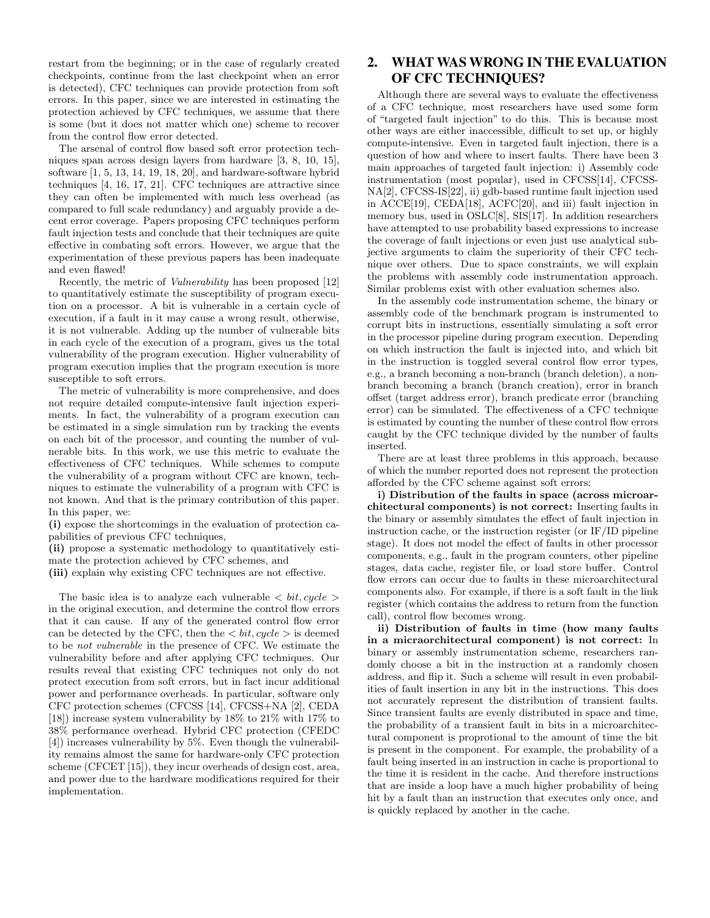restart from the beginning; or in the case of regularly created checkpoints, continue from the last checkpoint when an error is detected), CFC techniques can provide protection from soft errors. In this paper, since we are interested in estimating the protection achieved by CFC techniques, we assume that there is some (but it does not matter which one) scheme to recover from the control flow error detected.

The arsenal of control flow based soft error protection techniques span across design layers from hardware [3, 8, 10, 15], software [1, 5, 13, 14, 19, 18, 20], and hardware-software hybrid techniques [4, 16, 17, 21]. CFC techniques are attractive since they can often be implemented with much less overhead (as compared to full scale redundancy) and arguably provide a decent error coverage. Papers proposing CFC techniques perform fault injection tests and conclude that their techniques are quite effective in combating soft errors. However, we argue that the experimentation of these previous papers has been inadequate and even flawed!

Recently, the metric of *Vulnerability* has been proposed [12] to quantitatively estimate the susceptibility of program execution on a processor. A bit is vulnerable in a certain cycle of execution, if a fault in it may cause a wrong result, otherwise, it is not vulnerable. Adding up the number of vulnerable bits in each cycle of the execution of a program, gives us the total vulnerability of the program execution. Higher vulnerability of program execution implies that the program execution is more susceptible to soft errors.

The metric of vulnerability is more comprehensive, and does not require detailed compute-intensive fault injection experiments. In fact, the vulnerability of a program execution can be estimated in a single simulation run by tracking the events on each bit of the processor, and counting the number of vulnerable bits. In this work, we use this metric to evaluate the effectiveness of CFC techniques. While schemes to compute the vulnerability of a program without CFC are known, techniques to estimate the vulnerability of a program with CFC is not known. And that is the primary contribution of this paper. In this paper, we:

**(i)** expose the shortcomings in the evaluation of protection capabilities of previous CFC techniques,
**(ii)** propose a systematic methodology to quantitatively estimate the protection achieved by CFC schemes, and
**(iii)** explain why existing CFC techniques are not effective.

The basic idea is to analyze each vulnerable $< bit, cycle >$ in the original execution, and determine the control flow errors that it can cause. If any of the generated control flow error can be detected by the CFC, then the $< bit, cycle >$ is deemed to be *not vulnerable* in the presence of CFC. We estimate the vulnerability before and after applying CFC techniques. Our results reveal that existing CFC techniques not only do not protect execution from soft errors, but in fact incur additional power and performance overheads. In particular, software only CFC protection schemes (CFCSS [14], CFCSS+NA [2], CEDA [18]) increase system vulnerability by 18% to 21% with 17% to 38% performance overhead. Hybrid CFC protection (CFEDC [4]) increases vulnerability by 5%. Even though the vulnerability remains almost the same for hardware-only CFC protection scheme (CFCET [15]), they incur overheads of design cost, area, and power due to the hardware modifications required for their implementation.

## 2. WHAT WAS WRONG IN THE EVALUATION OF CFC TECHNIQUES?

Although there are several ways to evaluate the effectiveness of a CFC technique, most researchers have used some form of "targeted fault injection" to do this. This is because most other ways are either inaccessible, difficult to set up, or highly compute-intensive. Even in targeted fault injection, there is a question of how and where to insert faults. There have been 3 main approaches of targeted fault injection: i) Assembly code instrumentation (most popular), used in CFCSS[14], CFCSS-NA[2], CFCSS-IS[22], ii) gdb-based runtime fault injection used in ACCE[19], CEDA[18], ACFC[20], and iii) fault injection in memory bus, used in OSLC[8], SIS[17]. In addition researchers have attempted to use probability based expressions to increase the coverage of fault injections or even just use analytical subjective arguments to claim the superiority of their CFC technique over others. Due to space constraints, we will explain the problems with assembly code instrumentation approach. Similar problems exist with other evaluation schemes also.

In the assembly code instrumentation scheme, the binary or assembly code of the benchmark program is instrumented to corrupt bits in instructions, essentially simulating a soft error in the processor pipeline during program execution. Depending on which instruction the fault is injected into, and which bit in the instruction is toggled several control flow error types, e.g., a branch becoming a non-branch (branch deletion), a non-branch becoming a branch (branch creation), error in branch offset (target address error), branch predicate error (branching error) can be simulated. The effectiveness of a CFC technique is estimated by counting the number of these control flow errors caught by the CFC technique divided by the number of faults inserted.

There are at least three problems in this approach, because of which the number reported does not represent the protection afforded by the CFC scheme against soft errors:

**i) Distribution of the faults in space (across microarchitectural components) is not correct:** Inserting faults in the binary or assembly simulates the effect of fault injection in instruction cache, or the instruction register (or IF/ID pipeline stage). It does not model the effect of faults in other processor components, e.g., fault in the program counters, other pipeline stages, data cache, register file, or load store buffer. Control flow errors can occur due to faults in these microarchitectural components also. For example, if there is a soft fault in the link register (which contains the address to return from the function call), control flow becomes wrong.

**ii) Distribution of faults in time (how many faults in a micraorchitectural component) is not correct:** In binary or assembly instrumentation scheme, researchers randomly choose a bit in the instruction at a randomly chosen address, and flip it. Such a scheme will result in even probabilities of fault insertion in any bit in the instructions. This does not accurately represent the distribution of transient faults. Since transient faults are evenly distributed in space and time, the probability of a transient fault in bits in a microarchitectural component is proprotional to the amount of time the bit is present in the component. For example, the probability of a fault being inserted in an instruction in cache is proportional to the time it is resident in the cache. And therefore instructions that are inside a loop have a much higher probability of being hit by a fault than an instruction that executes only once, and is quickly replaced by another in the cache.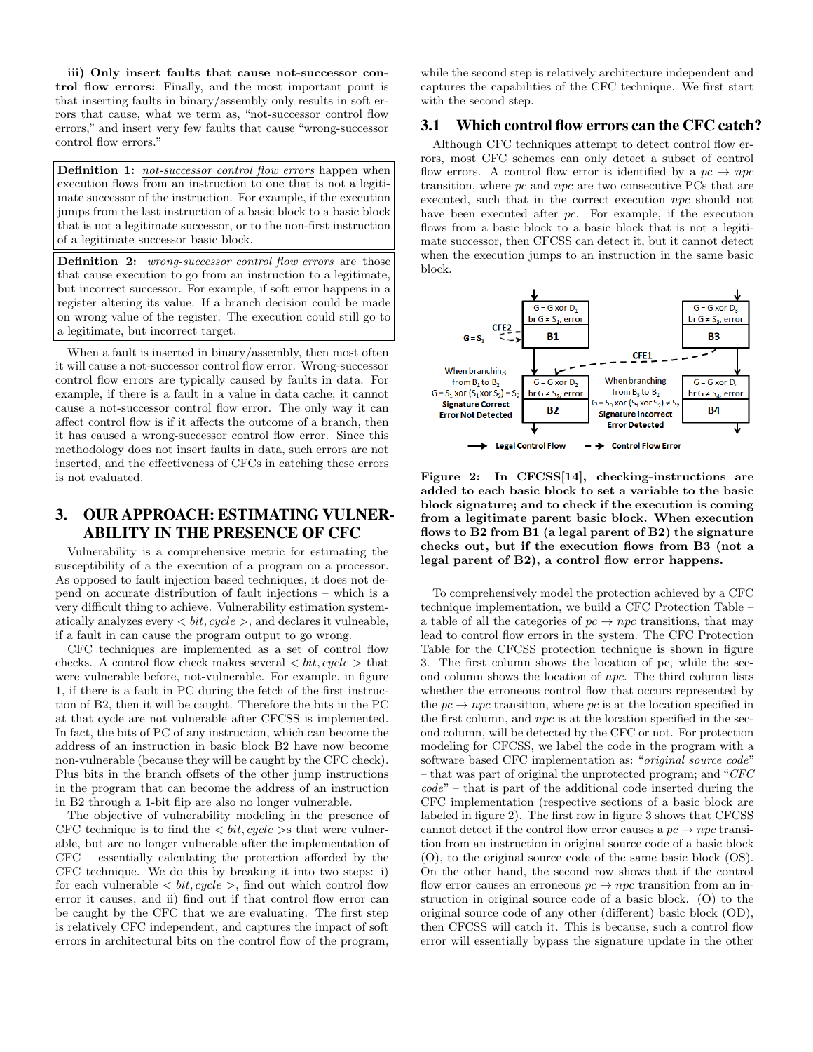**iii) Only insert faults that cause not-successor control flow errors:** Finally, and the most important point is that inserting faults in binary/assembly only results in soft errors that cause, what we term as, "not-successor control flow errors," and insert very few faults that cause "wrong-successor control flow errors."

**Definition 1:** *not-successor control flow errors* happen when execution flows from an instruction to one that is not a legitimate successor of the instruction. For example, if the execution jumps from the last instruction of a basic block to a basic block that is not a legitimate successor, or to the non-first instruction of a legitimate successor basic block.

**Definition 2:** *wrong-successor control flow errors* are those that cause execution to go from an instruction to a legitimate, but incorrect successor. For example, if soft error happens in a register altering its value. If a branch decision could be made on wrong value of the register. The execution could still go to a legitimate, but incorrect target.

When a fault is inserted in binary/assembly, then most often it will cause a not-successor control flow error. Wrong-successor control flow errors are typically caused by faults in data. For example, if there is a fault in a value in data cache; it cannot cause a not-successor control flow error. The only way it can affect control flow is if it affects the outcome of a branch, then it has caused a wrong-successor control flow error. Since this methodology does not insert faults in data, such errors are not inserted, and the effectiveness of CFCs in catching these errors is not evaluated.

## 3. OUR APPROACH: ESTIMATING VULNERABILITY IN THE PRESENCE OF CFC

Vulnerability is a comprehensive metric for estimating the susceptibility of a the execution of a program on a processor. As opposed to fault injection based techniques, it does not depend on accurate distribution of fault injections – which is a very difficult thing to achieve. Vulnerability estimation systematically analyzes every $< bit, cycle >$, and declares it vulneable, if a fault in can cause the program output to go wrong.

CFC techniques are implemented as a set of control flow checks. A control flow check makes several $< bit, cycle >$ that were vulnerable before, not-vulnerable. For example, in figure 1, if there is a fault in PC during the fetch of the first instruction of B2, then it will be caught. Therefore the bits in the PC at that cycle are not vulnerable after CFCSS is implemented. In fact, the bits of PC of any instruction, which can become the address of an instruction in basic block B2 have now become non-vulnerable (because they will be caught by the CFC check). Plus bits in the branch offsets of the other jump instructions in the program that can become the address of an instruction in B2 through a 1-bit flip are also no longer vulnerable.

The objective of vulnerability modeling in the presence of CFC technique is to find the $< bit, cycle >$s that were vulnerable, but are no longer vulnerable after the implementation of CFC – essentially calculating the protection afforded by the CFC technique. We do this by breaking it into two steps: i) for each vulnerable $< bit, cycle >$, find out which control flow error it causes, and ii) find out if that control flow error can be caught by the CFC that we are evaluating. The first step is relatively CFC independent, and captures the impact of soft errors in architectural bits on the control flow of the program, while the second step is relatively architecture independent and captures the capabilities of the CFC technique. We first start with the second step.

### 3.1 Which control flow errors can the CFC catch?

Although CFC techniques attempt to detect control flow errors, most CFC schemes can only detect a subset of control flow errors. A control flow error is identified by a $pc \rightarrow npc$ transition, where $pc$ and $npc$ are two consecutive PCs that are executed, such that in the correct execution $npc$ should not have been executed after $pc$. For example, if the execution flows from a basic block to a basic block that is not a legitimate successor, then CFCSS can detect it, but it cannot detect when the execution jumps to an instruction in the same basic block.

G = G xor D1
br G ≠ S1, error
B1
G = S1
CFE2
G = G xor D3
br G ≠ S3, error
B3
CFE1
When branching from B1 to B2
G = S1 xor (S1 xor S2) = S2
Signature Correct
Error Not Detected
G = G xor D2
br G ≠ S2, error
B2
When branching from B3 to B2
G = S3 xor (S1 xor S2) ≠ S2
Signature Incorrect
Error Detected
G = G xor D4
br G ≠ S4, error
B4
Legal Control Flow
Control Flow Error

**Figure 2: In CFCSS[14], checking-instructions are added to each basic block to set a variable to the basic block signature; and to check if the execution is coming from a legitimate parent basic block. When execution flows to B2 from B1 (a legal parent of B2) the signature checks out, but if the execution flows from B3 (not a legal parent of B2), a control flow error happens.**

To comprehensively model the protection achieved by a CFC technique implementation, we build a CFC Protection Table – a table of all the categories of $pc \rightarrow npc$ transitions, that may lead to control flow errors in the system. The CFC Protection Table for the CFCSS protection technique is shown in figure 3. The first column shows the location of pc, while the second column shows the location of $npc$. The third column lists whether the erroneous control flow that occurs represented by the $pc \rightarrow npc$ transition, where $pc$ is at the location specified in the first column, and $npc$ is at the location specified in the second column, will be detected by the CFC or not. For protection modeling for CFCSS, we label the code in the program with a software based CFC implementation as: "*original source code*" – that was part of original the unprotected program; and "*CFC code*" – that is part of the additional code inserted during the CFC implementation (respective sections of a basic block are labeled in figure 2). The first row in figure 3 shows that CFCSS cannot detect if the control flow error causes a $pc \rightarrow npc$ transition from an instruction in original source code of a basic block (O), to the original source code of the same basic block (OS). On the other hand, the second row shows that if the control flow error causes an erroneous $pc \rightarrow npc$ transition from an instruction in original source code of a basic block. (O) to the original source code of any other (different) basic block (OD), then CFCSS will catch it. This is because, such a control flow error will essentially bypass the signature update in the other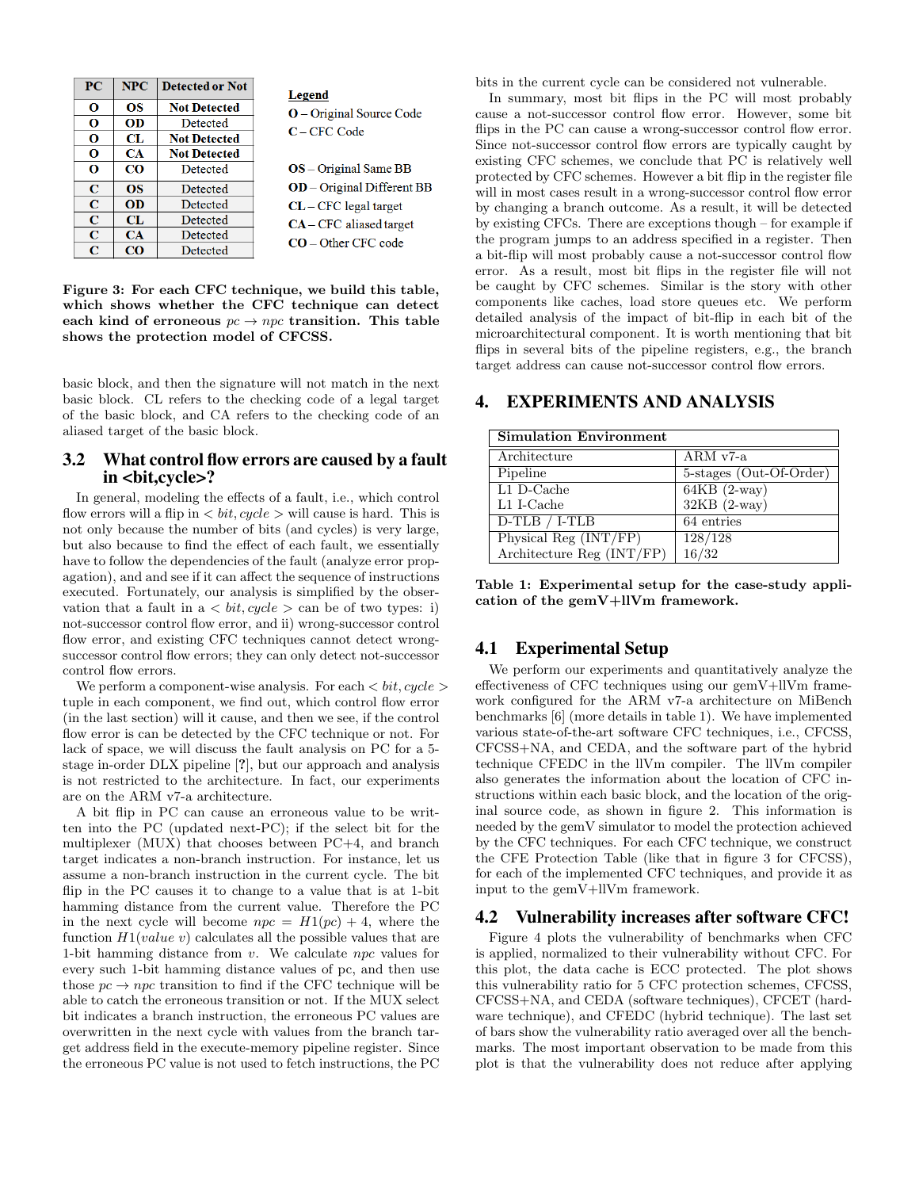| PC | NPC | Detected or Not |
|---|---|---|
| **O** | **OS** | **Not Detected** |
| **O** | **OD** | Detected |
| **O** | **CL** | **Not Detected** |
| **O** | **CA** | **Not Detected** |
| **O** | **CO** | Detected |
| **C** | **OS** | Detected |
| **C** | **OD** | Detected |
| **C** | **CL** | Detected |
| **C** | **CA** | Detected |
| **C** | **CO** | Detected |

**Legend**

**O** – Original Source Code
**C** – CFC Code

**OS** – Original Same BB
**OD** – Original Different BB
**CL** – CFC legal target
**CA** – CFC aliased target
**CO** – Other CFC code

**Figure 3: For each CFC technique, we build this table, which shows whether the CFC technique can detect each kind of erroneous $pc \rightarrow npc$ transition. This table shows the protection model of CFCSS.**

basic block, and then the signature will not match in the next basic block. CL refers to the checking code of a legal target of the basic block, and CA refers to the checking code of an aliased target of the basic block.

## 3.2 What control flow errors are caused by a fault in <bit,cycle>?

In general, modeling the effects of a fault, i.e., which control flow errors will a flip in $< bit, cycle >$ will cause is hard. This is not only because the number of bits (and cycles) is very large, but also because to find the effect of each fault, we essentially have to follow the dependencies of the fault (analyze error propagation), and and see if it can affect the sequence of instructions executed. Fortunately, our analysis is simplified by the observation that a fault in a $< bit, cycle >$ can be of two types: i) not-successor control flow error, and ii) wrong-successor control flow error, and existing CFC techniques cannot detect wrong-successor control flow errors; they can only detect not-successor control flow errors.

We perform a component-wise analysis. For each $< bit, cycle >$ tuple in each component, we find out, which control flow error (in the last section) will it cause, and then we see, if the control flow error is can be detected by the CFC technique or not. For lack of space, we will discuss the fault analysis on PC for a 5-stage in-order DLX pipeline [?], but our approach and analysis is not restricted to the architecture. In fact, our experiments are on the ARM v7-a architecture.

A bit flip in PC can cause an erroneous value to be written into the PC (updated next-PC); if the select bit for the multiplexer (MUX) that chooses between PC+4, and branch target indicates a non-branch instruction. For instance, let us assume a non-branch instruction in the current cycle. The bit flip in the PC causes it to change to a value that is at 1-bit hamming distance from the current value. Therefore the PC in the next cycle will become $npc = H1(pc) + 4$, where the function $H1(value\ v)$ calculates all the possible values that are 1-bit hamming distance from $v$. We calculate $npc$ values for every such 1-bit hamming distance values of pc, and then use those $pc \rightarrow npc$ transition to find if the CFC technique will be able to catch the erroneous transition or not. If the MUX select bit indicates a branch instruction, the erroneous PC values are overwritten in the next cycle with values from the branch target address field in the execute-memory pipeline register. Since the erroneous PC value is not used to fetch instructions, the PC bits in the current cycle can be considered not vulnerable.

In summary, most bit flips in the PC will most probably cause a not-successor control flow error. However, some bit flips in the PC can cause a wrong-successor control flow error. Since not-successor control flow errors are typically caught by existing CFC schemes, we conclude that PC is relatively well protected by CFC schemes. However a bit flip in the register file will in most cases result in a wrong-successor control flow error by changing a branch outcome. As a result, it will be detected by existing CFCs. There are exceptions though – for example if the program jumps to an address specified in a register. Then a bit-flip will most probably cause a not-successor control flow error. As a result, most bit flips in the register file will not be caught by CFC schemes. Similar is the story with other components like caches, load store queues etc. We perform detailed analysis of the impact of bit-flip in each bit of the microarchitectural component. It is worth mentioning that bit flips in several bits of the pipeline registers, e.g., the branch target address can cause not-successor control flow errors.

# 4. EXPERIMENTS AND ANALYSIS

| Simulation Environment | |
|---|---|
| Architecture | ARM v7-a |
| Pipeline | 5-stages (Out-Of-Order) |
| L1 D-Cache | 64KB (2-way) |
| L1 I-Cache | 32KB (2-way) |
| D-TLB / I-TLB | 64 entries |
| Physical Reg (INT/FP) | 128/128 |
| Architecture Reg (INT/FP) | 16/32 |

**Table 1: Experimental setup for the case-study application of the gemV+llVm framework.**

## 4.1 Experimental Setup

We perform our experiments and quantitatively analyze the effectiveness of CFC techniques using our gemV+llVm framework configured for the ARM v7-a architecture on MiBench benchmarks [6] (more details in table 1). We have implemented various state-of-the-art software CFC techniques, i.e., CFCSS, CFCSS+NA, and CEDA, and the software part of the hybrid technique CFEDC in the llVm compiler. The llVm compiler also generates the information about the location of CFC instructions within each basic block, and the location of the original source code, as shown in figure 2. This information is needed by the gemV simulator to model the protection achieved by the CFC techniques. For each CFC technique, we construct the CFE Protection Table (like that in figure 3 for CFCSS), for each of the implemented CFC techniques, and provide it as input to the gemV+llVm framework.

## 4.2 Vulnerability increases after software CFC!

Figure 4 plots the vulnerability of benchmarks when CFC is applied, normalized to their vulnerability without CFC. For this plot, the data cache is ECC protected. The plot shows this vulnerability ratio for 5 CFC protection schemes, CFCSS, CFCSS+NA, and CEDA (software techniques), CFCET (hardware technique), and CFEDC (hybrid technique). The last set of bars show the vulnerability ratio averaged over all the benchmarks. The most important observation to be made from this plot is that the vulnerability does not reduce after applying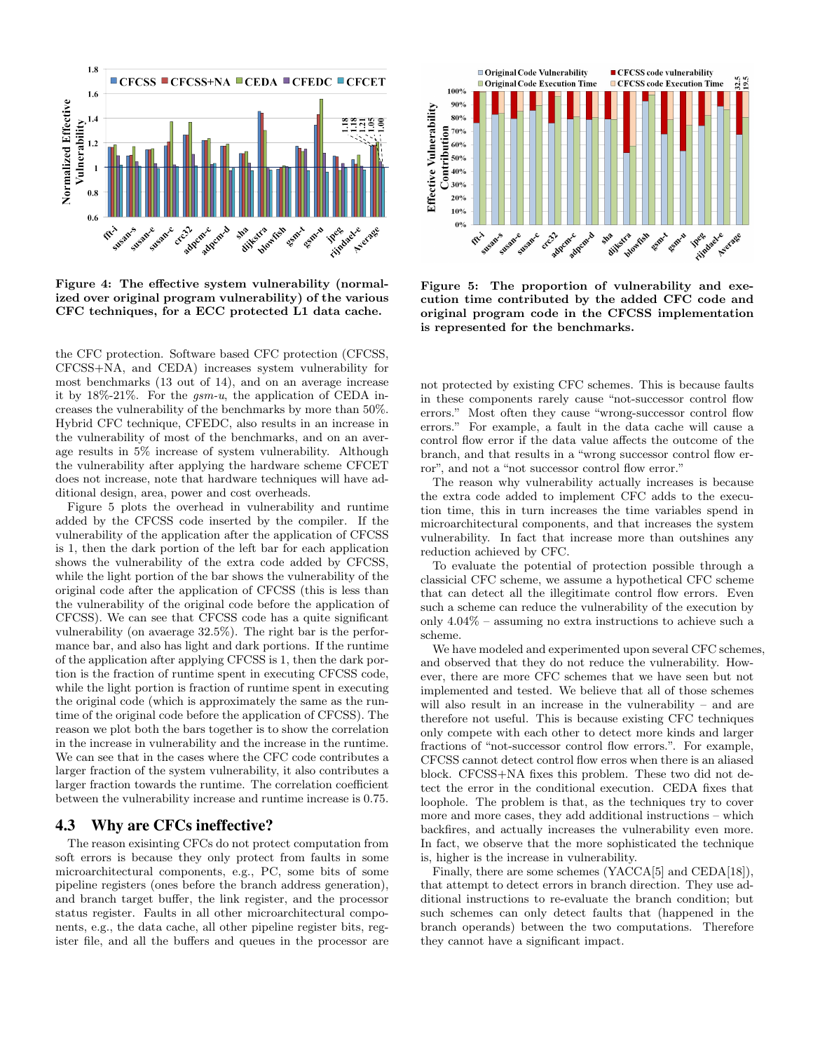1.8

CFCSS CFCSS+NA CEDA CFEDC CFCET

1.6

1.4

1.2

1

0.8

0.6

Normalized Effective Vulnerability

1.18
1.18
1.21
1.05
1.00

fft-i susan-s susan-e susan-c crc32 adpcm-c adpcm-d sha dijkstra blowfish gsm-t gsm-u jpeg rijndael-e Average

**Figure 4: The effective system vulnerability (normalized over original program vulnerability) of the various CFC techniques, for a ECC protected L1 data cache.**

Original Code Vulnerability CFCSS code vulnerability
Original Code Execution Time CFCSS code Execution Time

100% 90% 80% 70% 60% 50% 40% 30% 20% 10% 0%

Effective Vulnerability Contribution

32.5
19.5

fft-i susan-s susan-e susan-c crc32 adpcm-c adpcm-d sha dijkstra blowfish gsm-t gsm-u jpeg rijndael-e Average

**Figure 5: The proportion of vulnerability and execution time contributed by the added CFC code and original program code in the CFCSS implementation is represented for the benchmarks.**

the CFC protection. Software based CFC protection (CFCSS, CFCSS+NA, and CEDA) increases system vulnerability for most benchmarks (13 out of 14), and on an average increase it by 18%-21%. For the *gsm-u*, the application of CEDA increases the vulnerability of the benchmarks by more than 50%. Hybrid CFC technique, CFEDC, also results in an increase in the vulnerability of most of the benchmarks, and on an average results in 5% increase of system vulnerability. Although the vulnerability after applying the hardware scheme CFCET does not increase, note that hardware techniques will have additional design, area, power and cost overheads.

Figure 5 plots the overhead in vulnerability and runtime added by the CFCSS code inserted by the compiler. If the vulnerability of the application after the application of CFCSS is 1, then the dark portion of the left bar for each application shows the vulnerability of the extra code added by CFCSS, while the light portion of the bar shows the vulnerability of the original code after the application of CFCSS (this is less than the vulnerability of the original code before the application of CFCSS). We can see that CFCSS code has a quite significant vulnerability (on avaerage 32.5%). The right bar is the performance bar, and also has light and dark portions. If the runtime of the application after applying CFCSS is 1, then the dark portion is the fraction of runtime spent in executing CFCSS code, while the light portion is fraction of runtime spent in executing the original code (which is approximately the same as the runtime of the original code before the application of CFCSS). The reason we plot both the bars together is to show the correlation in the increase in vulnerability and the increase in the runtime. We can see that in the cases where the CFC code contributes a larger fraction of the system vulnerability, it also contributes a larger fraction towards the runtime. The correlation coefficient between the vulnerability increase and runtime increase is 0.75.

## 4.3 Why are CFCs ineffective?

The reason exisinting CFCs do not protect computation from soft errors is because they only protect from faults in some microarchitectural components, e.g., PC, some bits of some pipeline registers (ones before the branch address generation), and branch target buffer, the link register, and the processor status register. Faults in all other microarchitectural components, e.g., the data cache, all other pipeline register bits, register file, and all the buffers and queues in the processor are not protected by existing CFC schemes. This is because faults in these components rarely cause "not-successor control flow errors." Most often they cause "wrong-successor control flow errors." For example, a fault in the data cache will cause a control flow error if the data value affects the outcome of the branch, and that results in a "wrong successor control flow error", and not a "not successor control flow error."

The reason why vulnerability actually increases is because the extra code added to implement CFC adds to the execution time, this in turn increases the time variables spend in microarchitectural components, and that increases the system vulnerability. In fact that increase more than outshines any reduction achieved by CFC.

To evaluate the potential of protection possible through a classicial CFC scheme, we assume a hypothetical CFC scheme that can detect all the illegitimate control flow errors. Even such a scheme can reduce the vulnerability of the execution by only 4.04% – assuming no extra instructions to achieve such a scheme.

We have modeled and experimented upon several CFC schemes, and observed that they do not reduce the vulnerability. However, there are more CFC schemes that we have seen but not implemented and tested. We believe that all of those schemes will also result in an increase in the vulnerability – and are therefore not useful. This is because existing CFC techniques only compete with each other to detect more kinds and larger fractions of "not-successor control flow errors.". For example, CFCSS cannot detect control flow erros when there is an aliased block. CFCSS+NA fixes this problem. These two did not detect the error in the conditional execution. CEDA fixes that loophole. The problem is that, as the techniques try to cover more and more cases, they add additional instructions – which backfires, and actually increases the vulnerability even more. In fact, we observe that the more sophisticated the technique is, higher is the increase in vulnerability.

Finally, there are some schemes (YACCA[5] and CEDA[18]), that attempt to detect errors in branch direction. They use additional instructions to re-evaluate the branch condition; but such schemes can only detect faults that (happened in the branch operands) between the two computations. Therefore they cannot have a significant impact.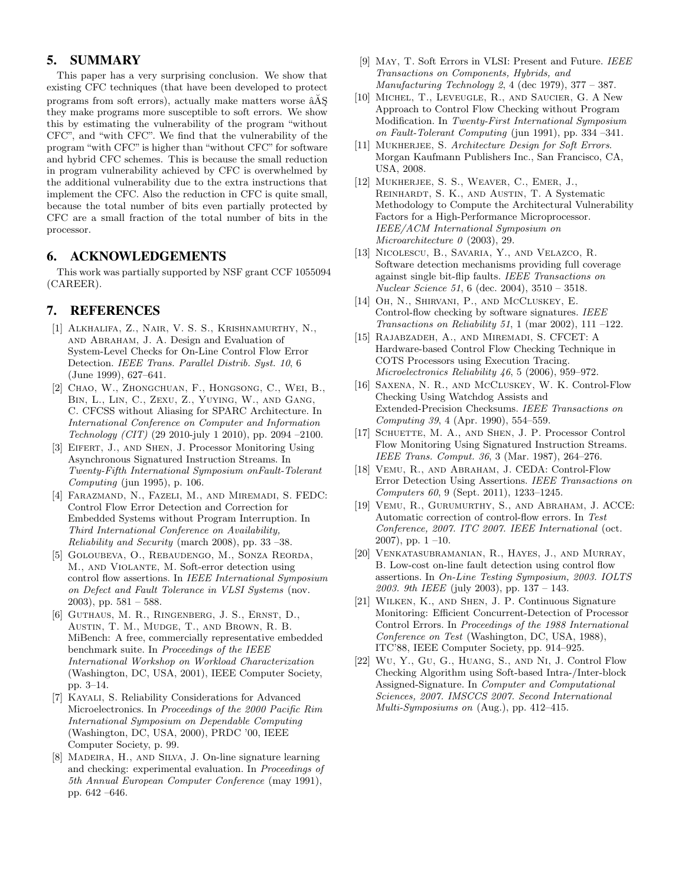## 5. SUMMARY

This paper has a very surprising conclusion. We show that existing CFC techniques (that have been developed to protect programs from soft errors), actually make matters worse âĂŞ they make programs more susceptible to soft errors. We show this by estimating the vulnerability of the program "without CFC", and "with CFC". We find that the vulnerability of the program "with CFC" is higher than "without CFC" for software and hybrid CFC schemes. This is because the small reduction in program vulnerability achieved by CFC is overwhelmed by the additional vulnerability due to the extra instructions that implement the CFC. Also the reduction in CFC is quite small, because the total number of bits even partially protected by CFC are a small fraction of the total number of bits in the processor.

## 6. ACKNOWLEDGEMENTS

This work was partially supported by NSF grant CCF 1055094 (CAREER).

## 7. REFERENCES

[1] Alkhalifa, Z., Nair, V. S. S., Krishnamurthy, N., and Abraham, J. A. Design and Evaluation of System-Level Checks for On-Line Control Flow Error Detection. *IEEE Trans. Parallel Distrib. Syst. 10*, 6 (June 1999), 627–641.

[2] Chao, W., Zhongchuan, F., Hongsong, C., Wei, B., Bin, L., Lin, C., Zexu, Z., Yuying, W., and Gang, C. CFCSS without Aliasing for SPARC Architecture. In *International Conference on Computer and Information Technology (CIT)* (29 2010-july 1 2010), pp. 2094 –2100.

[3] Eifert, J., and Shen, J. Processor Monitoring Using Asynchronous Signatured Instruction Streams. In *Twenty-Fifth International Symposium onFault-Tolerant Computing* (jun 1995), p. 106.

[4] Farazmand, N., Fazeli, M., and Miremadi, S. FEDC: Control Flow Error Detection and Correction for Embedded Systems without Program Interruption. In *Third International Conference on Availability, Reliability and Security* (march 2008), pp. 33 –38.

[5] Goloubeva, O., Rebaudengo, M., Sonza Reorda, M., and Violante, M. Soft-error detection using control flow assertions. In *IEEE International Symposium on Defect and Fault Tolerance in VLSI Systems* (nov. 2003), pp. 581 – 588.

[6] Guthaus, M. R., Ringenberg, J. S., Ernst, D., Austin, T. M., Mudge, T., and Brown, R. B. MiBench: A free, commercially representative embedded benchmark suite. In *Proceedings of the IEEE International Workshop on Workload Characterization* (Washington, DC, USA, 2001), IEEE Computer Society, pp. 3–14.

[7] Kayali, S. Reliability Considerations for Advanced Microelectronics. In *Proceedings of the 2000 Pacific Rim International Symposium on Dependable Computing* (Washington, DC, USA, 2000), PRDC '00, IEEE Computer Society, p. 99.

[8] Madeira, H., and Silva, J. On-line signature learning and checking: experimental evaluation. In *Proceedings of 5th Annual European Computer Conference* (may 1991), pp. 642 –646.

[9] May, T. Soft Errors in VLSI: Present and Future. *IEEE Transactions on Components, Hybrids, and Manufacturing Technology 2*, 4 (dec 1979), 377 – 387.

[10] Michel, T., Leveugle, R., and Saucier, G. A New Approach to Control Flow Checking without Program Modification. In *Twenty-First International Symposium on Fault-Tolerant Computing* (jun 1991), pp. 334 –341.

[11] Mukherjee, S. *Architecture Design for Soft Errors*. Morgan Kaufmann Publishers Inc., San Francisco, CA, USA, 2008.

[12] Mukherjee, S. S., Weaver, C., Emer, J., Reinhardt, S. K., and Austin, T. A Systematic Methodology to Compute the Architectural Vulnerability Factors for a High-Performance Microprocessor. *IEEE/ACM International Symposium on Microarchitecture 0* (2003), 29.

[13] Nicolescu, B., Savaria, Y., and Velazco, R. Software detection mechanisms providing full coverage against single bit-flip faults. *IEEE Transactions on Nuclear Science 51*, 6 (dec. 2004), 3510 – 3518.

[14] Oh, N., Shirvani, P., and McCluskey, E. Control-flow checking by software signatures. *IEEE Transactions on Reliability 51*, 1 (mar 2002), 111 –122.

[15] Rajabzadeh, A., and Miremadi, S. CFCET: A Hardware-based Control Flow Checking Technique in COTS Processors using Execution Tracing. *Microelectronics Reliability 46*, 5 (2006), 959–972.

[16] Saxena, N. R., and McCluskey, W. K. Control-Flow Checking Using Watchdog Assists and Extended-Precision Checksums. *IEEE Transactions on Computing 39*, 4 (Apr. 1990), 554–559.

[17] Schuette, M. A., and Shen, J. P. Processor Control Flow Monitoring Using Signatured Instruction Streams. *IEEE Trans. Comput. 36*, 3 (Mar. 1987), 264–276.

[18] Vemu, R., and Abraham, J. CEDA: Control-Flow Error Detection Using Assertions. *IEEE Transactions on Computers 60*, 9 (Sept. 2011), 1233–1245.

[19] Vemu, R., Gurumurthy, S., and Abraham, J. ACCE: Automatic correction of control-flow errors. In *Test Conference, 2007. ITC 2007. IEEE International* (oct. 2007), pp. 1 –10.

[20] Venkatasubramanian, R., Hayes, J., and Murray, B. Low-cost on-line fault detection using control flow assertions. In *On-Line Testing Symposium, 2003. IOLTS 2003. 9th IEEE* (july 2003), pp. 137 – 143.

[21] Wilken, K., and Shen, J. P. Continuous Signature Monitoring: Efficient Concurrent-Detection of Processor Control Errors. In *Proceedings of the 1988 International Conference on Test* (Washington, DC, USA, 1988), ITC'88, IEEE Computer Society, pp. 914–925.

[22] Wu, Y., Gu, G., Huang, S., and Ni, J. Control Flow Checking Algorithm using Soft-based Intra-/Inter-block Assigned-Signature. In *Computer and Computational Sciences, 2007. IMSCCS 2007. Second International Multi-Symposiums on* (Aug.), pp. 412–415.